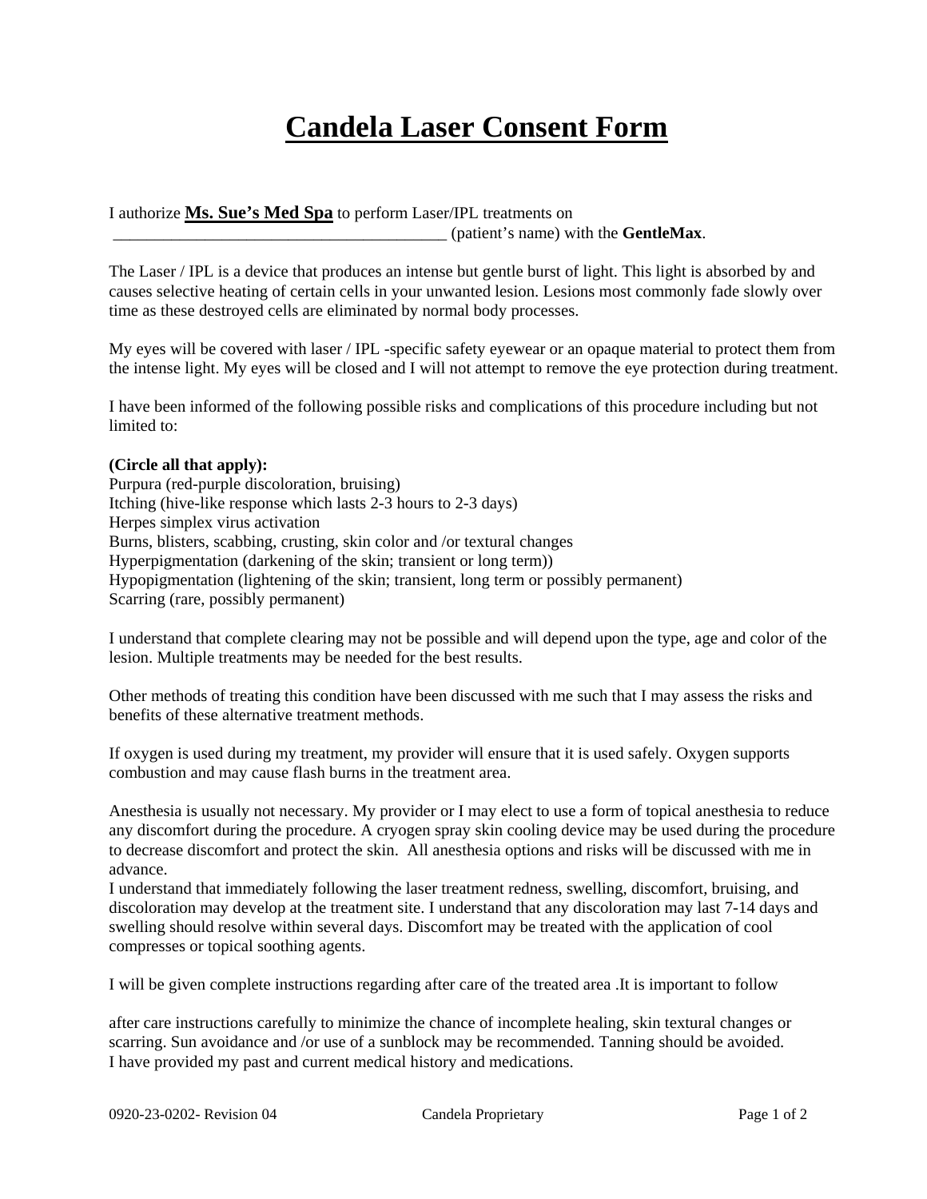# <u>Candela Laser Consent Form</u>

I authorize **<u>Ms. Sue's Med Spa</u>** to perform Laser/IPL treatments on \_\_\_\_\_\_\_\_\_\_\_\_\_\_\_\_\_\_\_\_\_\_\_\_\_\_\_\_\_\_\_\_\_\_\_\_\_\_\_\_\_\_ (patient's name) with the **GentleMax**.

The Laser / IPL is a device that produces an intense but gentle burst of light. This light is absorbed by and causes selective heating of certain cells in your unwanted lesion. Lesions most commonly fade slowly over time as these destroyed cells are eliminated by normal body processes.

My eyes will be covered with laser / IPL -specific safety eyewear or an opaque material to protect them from the intense light. My eyes will be closed and I will not attempt to remove the eye protection during treatment.

I have been informed of the following possible risks and complications of this procedure including but not limited to:

**(Circle all that apply):**
Purpura (red-purple discoloration, bruising)
Itching (hive-like response which lasts 2-3 hours to 2-3 days)
Herpes simplex virus activation
Burns, blisters, scabbing, crusting, skin color and /or textural changes
Hyperpigmentation (darkening of the skin; transient or long term))
Hypopigmentation (lightening of the skin; transient, long term or possibly permanent)
Scarring (rare, possibly permanent)

I understand that complete clearing may not be possible and will depend upon the type, age and color of the lesion. Multiple treatments may be needed for the best results.

Other methods of treating this condition have been discussed with me such that I may assess the risks and benefits of these alternative treatment methods.

If oxygen is used during my treatment, my provider will ensure that it is used safely. Oxygen supports combustion and may cause flash burns in the treatment area.

Anesthesia is usually not necessary. My provider or I may elect to use a form of topical anesthesia to reduce any discomfort during the procedure. A cryogen spray skin cooling device may be used during the procedure to decrease discomfort and protect the skin. All anesthesia options and risks will be discussed with me in advance.
I understand that immediately following the laser treatment redness, swelling, discomfort, bruising, and discoloration may develop at the treatment site. I understand that any discoloration may last 7-14 days and swelling should resolve within several days. Discomfort may be treated with the application of cool compresses or topical soothing agents.

I will be given complete instructions regarding after care of the treated area .It is important to follow

after care instructions carefully to minimize the chance of incomplete healing, skin textural changes or scarring. Sun avoidance and /or use of a sunblock may be recommended. Tanning should be avoided.
I have provided my past and current medical history and medications.

0920-23-0202- Revision 04 Candela Proprietary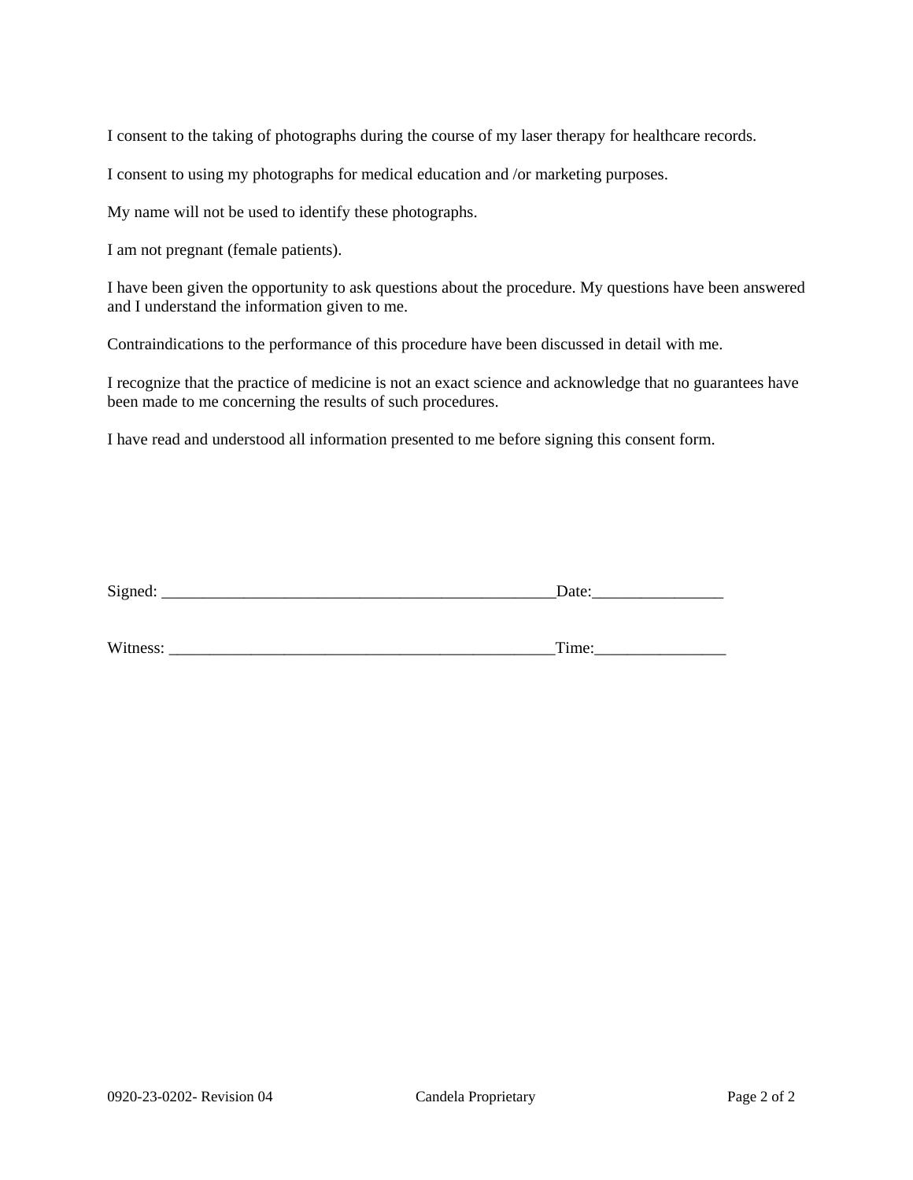I consent to the taking of photographs during the course of my laser therapy for healthcare records.

I consent to using my photographs for medical education and /or marketing purposes.

My name will not be used to identify these photographs.

I am not pregnant (female patients).

I have been given the opportunity to ask questions about the procedure. My questions have been answered and I understand the information given to me.

Contraindications to the performance of this procedure have been discussed in detail with me.

I recognize that the practice of medicine is not an exact science and acknowledge that no guarantees have been made to me concerning the results of such procedures.

I have read and understood all information presented to me before signing this consent form.

Signed: _________________________________________________Date:________________

Witness: ________________________________________________Time:________________

0920-23-0202- Revision 04 Candela Proprietary